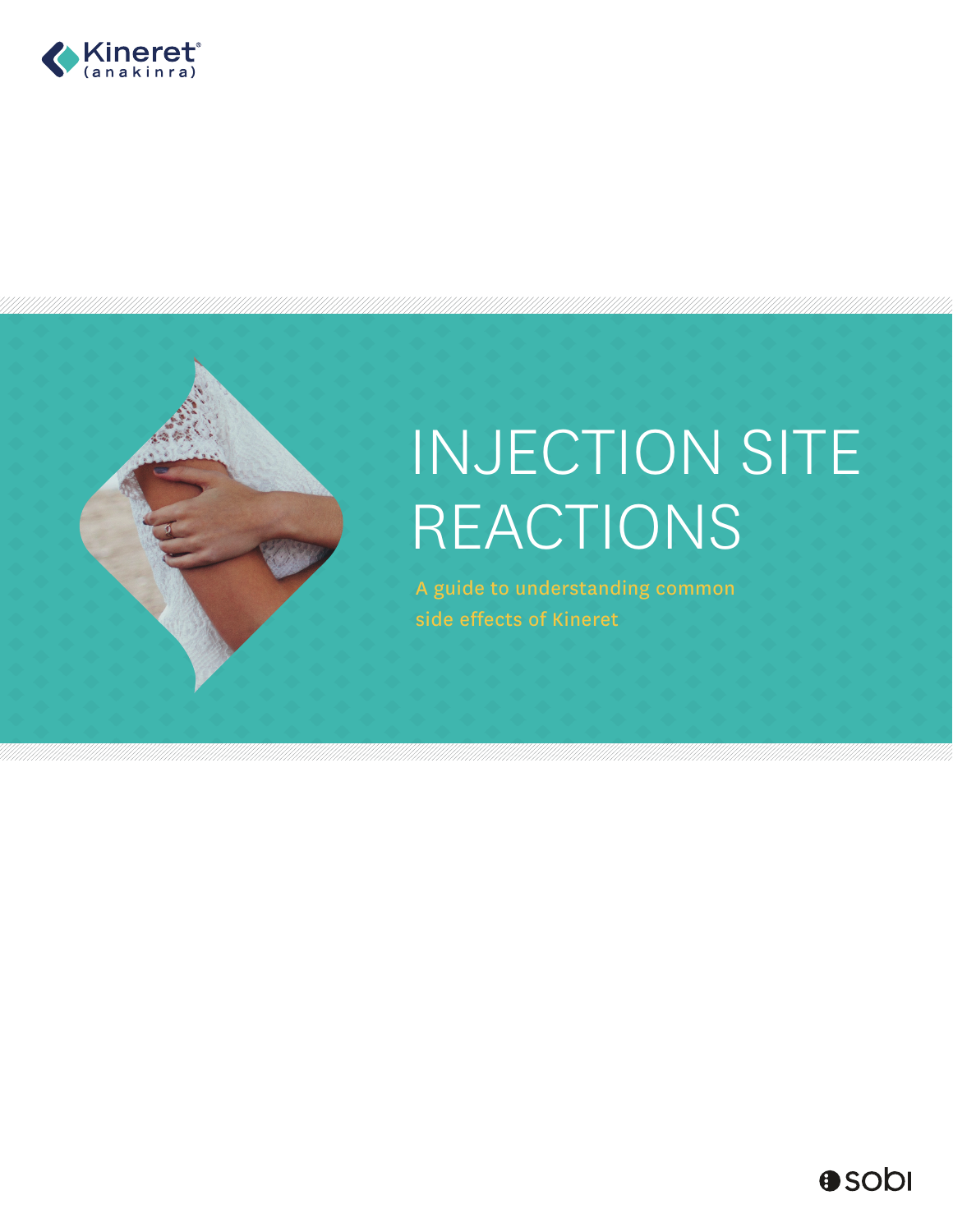Kineret®
(anakinra)

# INJECTION SITE REACTIONS

A guide to understanding common side effects of Kineret

sobi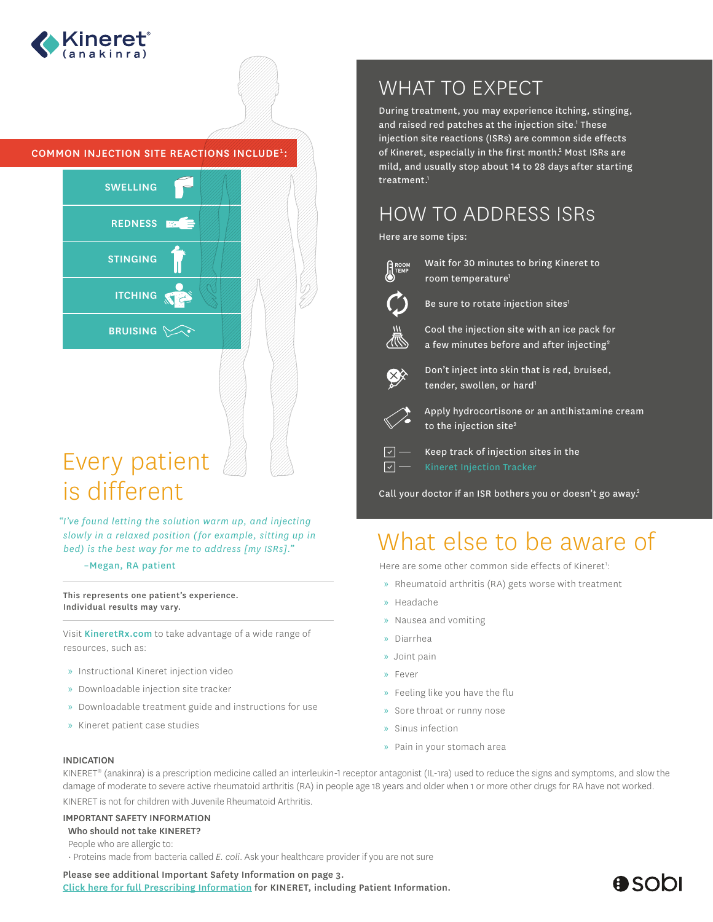Kineret® (anakinra)

COMMON INJECTION SITE REACTIONS INCLUDE[1]:

- SWELLING
- REDNESS
- STINGING
- ITCHING
- BRUISING

# Every patient is different

*"I've found letting the solution warm up, and injecting slowly in a relaxed position (for example, sitting up in bed) is the best way for me to address [my ISRs]."*

–Megan, RA patient

**This represents one patient's experience. Individual results may vary.**

Visit **KineretRx.com** to take advantage of a wide range of resources, such as:

» Instructional Kineret injection video
» Downloadable injection site tracker
» Downloadable treatment guide and instructions for use
» Kineret patient case studies

## WHAT TO EXPECT

During treatment, you may experience itching, stinging, and raised red patches at the injection site.[1] These injection site reactions (ISRs) are common side effects of Kineret, especially in the first month.[2] Most ISRs are mild, and usually stop about 14 to 28 days after starting treatment.[1]

## HOW TO ADDRESS ISRs

Here are some tips:

- Wait for 30 minutes to bring Kineret to room temperature[1]
- Be sure to rotate injection sites[1]
- Cool the injection site with an ice pack for a few minutes before and after injecting[2]
- Don't inject into skin that is red, bruised, tender, swollen, or hard[1]
- Apply hydrocortisone or an antihistamine cream to the injection site[2]
- Keep track of injection sites in the Kineret Injection Tracker

Call your doctor if an ISR bothers you or doesn't go away.[2]

# What else to be aware of

Here are some other common side effects of Kineret[1]:

» Rheumatoid arthritis (RA) gets worse with treatment
» Headache
» Nausea and vomiting
» Diarrhea
» Joint pain
» Fever
» Feeling like you have the flu
» Sore throat or runny nose
» Sinus infection
» Pain in your stomach area

**INDICATION**

KINERET® (anakinra) is a prescription medicine called an interleukin-1 receptor antagonist (IL-1ra) used to reduce the signs and symptoms, and slow the damage of moderate to severe active rheumatoid arthritis (RA) in people age 18 years and older when 1 or more other drugs for RA have not worked.

KINERET is not for children with Juvenile Rheumatoid Arthritis.

**IMPORTANT SAFETY INFORMATION**

**Who should not take KINERET?**

People who are allergic to:

- Proteins made from bacteria called *E. coli*. Ask your healthcare provider if you are not sure

**Please see additional Important Safety Information on page 3.**
**Click here for full Prescribing Information for KINERET, including Patient Information.**

sobi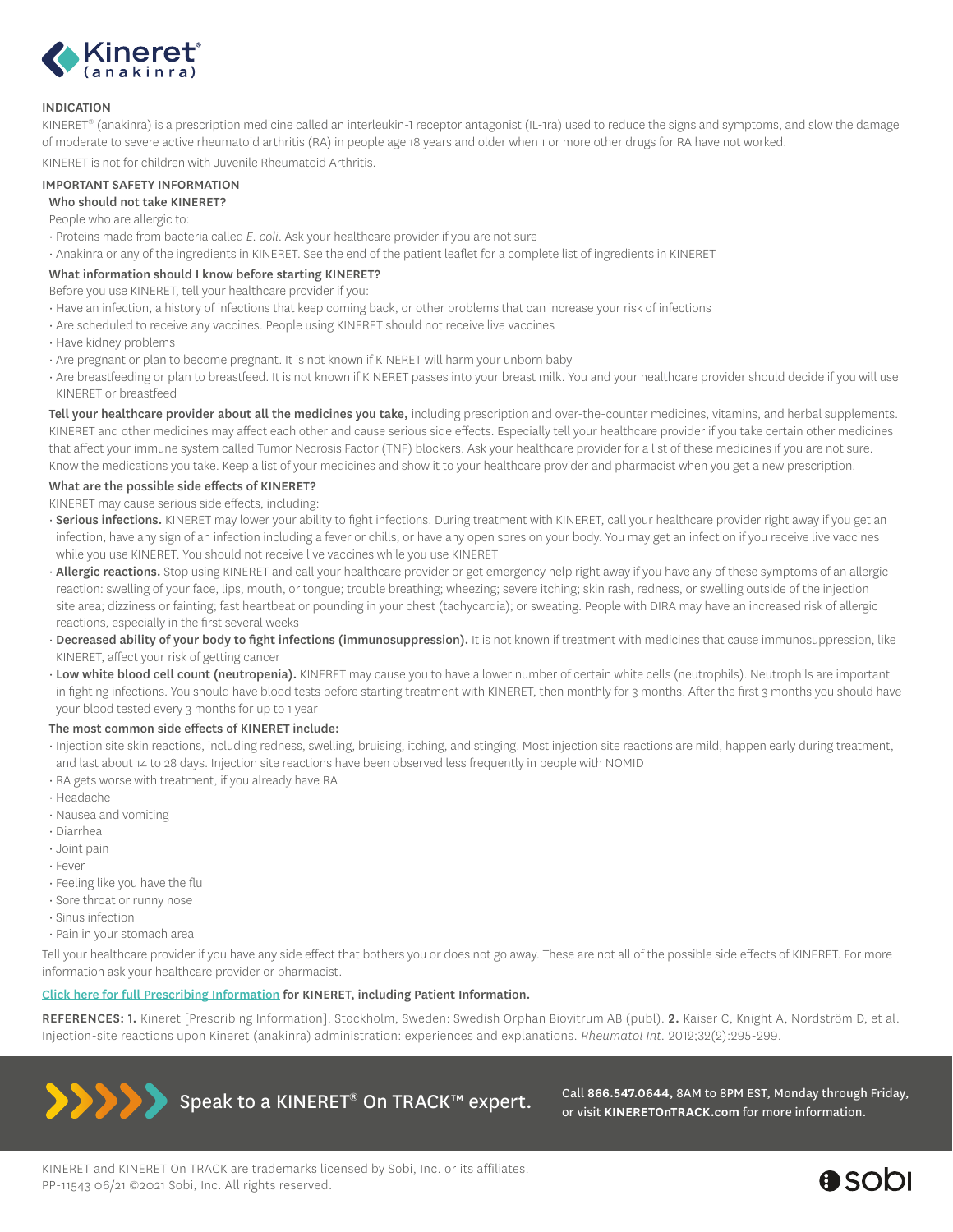Kineret®
(anakinra)

## INDICATION

KINERET® (anakinra) is a prescription medicine called an interleukin-1 receptor antagonist (IL-1ra) used to reduce the signs and symptoms, and slow the damage of moderate to severe active rheumatoid arthritis (RA) in people age 18 years and older when 1 or more other drugs for RA have not worked.

KINERET is not for children with Juvenile Rheumatoid Arthritis.

## IMPORTANT SAFETY INFORMATION

### Who should not take KINERET?

People who are allergic to:

- Proteins made from bacteria called *E. coli*. Ask your healthcare provider if you are not sure
- Anakinra or any of the ingredients in KINERET. See the end of the patient leaflet for a complete list of ingredients in KINERET

### What information should I know before starting KINERET?

Before you use KINERET, tell your healthcare provider if you:

- Have an infection, a history of infections that keep coming back, or other problems that can increase your risk of infections
- Are scheduled to receive any vaccines. People using KINERET should not receive live vaccines
- Have kidney problems
- Are pregnant or plan to become pregnant. It is not known if KINERET will harm your unborn baby
- Are breastfeeding or plan to breastfeed. It is not known if KINERET passes into your breast milk. You and your healthcare provider should decide if you will use KINERET or breastfeed

**Tell your healthcare provider about all the medicines you take,** including prescription and over-the-counter medicines, vitamins, and herbal supplements. KINERET and other medicines may affect each other and cause serious side effects. Especially tell your healthcare provider if you take certain other medicines that affect your immune system called Tumor Necrosis Factor (TNF) blockers. Ask your healthcare provider for a list of these medicines if you are not sure. Know the medications you take. Keep a list of your medicines and show it to your healthcare provider and pharmacist when you get a new prescription.

### What are the possible side effects of KINERET?

KINERET may cause serious side effects, including:

- **Serious infections.** KINERET may lower your ability to fight infections. During treatment with KINERET, call your healthcare provider right away if you get an infection, have any sign of an infection including a fever or chills, or have any open sores on your body. You may get an infection if you receive live vaccines while you use KINERET. You should not receive live vaccines while you use KINERET
- **Allergic reactions.** Stop using KINERET and call your healthcare provider or get emergency help right away if you have any of these symptoms of an allergic reaction: swelling of your face, lips, mouth, or tongue; trouble breathing; wheezing; severe itching; skin rash, redness, or swelling outside of the injection site area; dizziness or fainting; fast heartbeat or pounding in your chest (tachycardia); or sweating. People with DIRA may have an increased risk of allergic reactions, especially in the first several weeks
- **Decreased ability of your body to fight infections (immunosuppression).** It is not known if treatment with medicines that cause immunosuppression, like KINERET, affect your risk of getting cancer
- **Low white blood cell count (neutropenia).** KINERET may cause you to have a lower number of certain white cells (neutrophils). Neutrophils are important in fighting infections. You should have blood tests before starting treatment with KINERET, then monthly for 3 months. After the first 3 months you should have your blood tested every 3 months for up to 1 year

### The most common side effects of KINERET include:

- Injection site skin reactions, including redness, swelling, bruising, itching, and stinging. Most injection site reactions are mild, happen early during treatment, and last about 14 to 28 days. Injection site reactions have been observed less frequently in people with NOMID
- RA gets worse with treatment, if you already have RA
- Headache
- Nausea and vomiting
- Diarrhea
- Joint pain
- Fever
- Feeling like you have the flu
- Sore throat or runny nose
- Sinus infection
- Pain in your stomach area

Tell your healthcare provider if you have any side effect that bothers you or does not go away. These are not all of the possible side effects of KINERET. For more information ask your healthcare provider or pharmacist.

Click here for full Prescribing Information **for KINERET, including Patient Information.**

**REFERENCES: 1.** Kineret [Prescribing Information]. Stockholm, Sweden: Swedish Orphan Biovitrum AB (publ). **2.** Kaiser C, Knight A, Nordström D, et al. Injection-site reactions upon Kineret (anakinra) administration: experiences and explanations. *Rheumatol Int*. 2012;32(2):295-299.

Speak to a KINERET® On TRACK™ expert.

Call **866.547.0644,** 8AM to 8PM EST, Monday through Friday, or visit **KINERETOnTRACK.com** for more information.

KINERET and KINERET On TRACK are trademarks licensed by Sobi, Inc. or its affiliates.
PP-11543 06/21 ©2021 Sobi, Inc. All rights reserved.

sobi